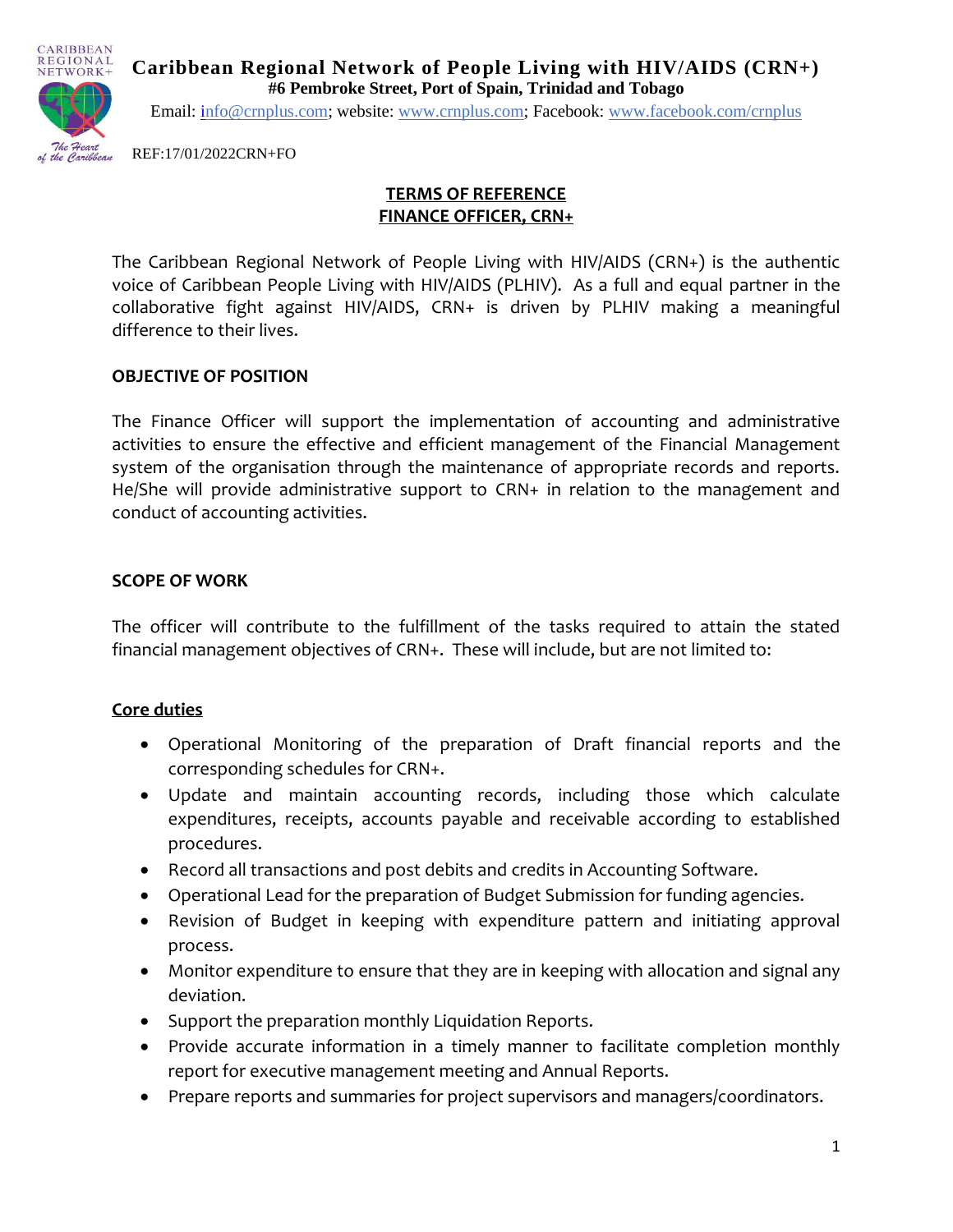**Caribbean Regional Network of People Living with HIV/AIDS (CRN+)**
**#6 Pembroke Street, Port of Spain, Trinidad and Tobago**
Email: info@crnplus.com; website: www.crnplus.com; Facebook: www.facebook.com/crnplus

REF:17/01/2022CRN+FO

# TERMS OF REFERENCE
# FINANCE OFFICER, CRN+

The Caribbean Regional Network of People Living with HIV/AIDS (CRN+) is the authentic voice of Caribbean People Living with HIV/AIDS (PLHIV). As a full and equal partner in the collaborative fight against HIV/AIDS, CRN+ is driven by PLHIV making a meaningful difference to their lives.

## OBJECTIVE OF POSITION

The Finance Officer will support the implementation of accounting and administrative activities to ensure the effective and efficient management of the Financial Management system of the organisation through the maintenance of appropriate records and reports. He/She will provide administrative support to CRN+ in relation to the management and conduct of accounting activities.

## SCOPE OF WORK

The officer will contribute to the fulfillment of the tasks required to attain the stated financial management objectives of CRN+. These will include, but are not limited to:

### Core duties

- Operational Monitoring of the preparation of Draft financial reports and the corresponding schedules for CRN+.
- Update and maintain accounting records, including those which calculate expenditures, receipts, accounts payable and receivable according to established procedures.
- Record all transactions and post debits and credits in Accounting Software.
- Operational Lead for the preparation of Budget Submission for funding agencies.
- Revision of Budget in keeping with expenditure pattern and initiating approval process.
- Monitor expenditure to ensure that they are in keeping with allocation and signal any deviation.
- Support the preparation monthly Liquidation Reports.
- Provide accurate information in a timely manner to facilitate completion monthly report for executive management meeting and Annual Reports.
- Prepare reports and summaries for project supervisors and managers/coordinators.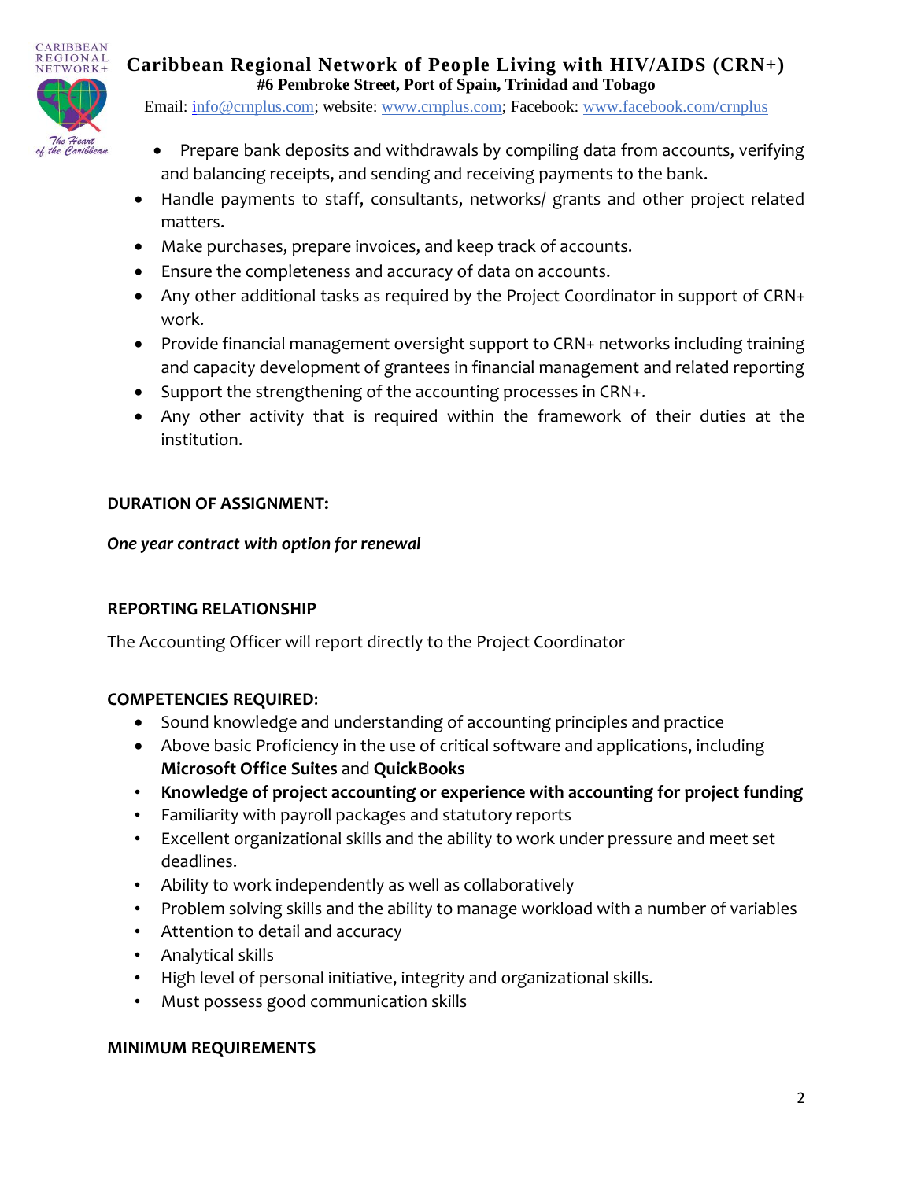- Prepare bank deposits and withdrawals by compiling data from accounts, verifying and balancing receipts, and sending and receiving payments to the bank.
- Handle payments to staff, consultants, networks/ grants and other project related matters.
- Make purchases, prepare invoices, and keep track of accounts.
- Ensure the completeness and accuracy of data on accounts.
- Any other additional tasks as required by the Project Coordinator in support of CRN+ work.
- Provide financial management oversight support to CRN+ networks including training and capacity development of grantees in financial management and related reporting
- Support the strengthening of the accounting processes in CRN+.
- Any other activity that is required within the framework of their duties at the institution.

**DURATION OF ASSIGNMENT:**

***One year contract with option for renewal***

**REPORTING RELATIONSHIP**

The Accounting Officer will report directly to the Project Coordinator

**COMPETENCIES REQUIRED**:

- Sound knowledge and understanding of accounting principles and practice
- Above basic Proficiency in the use of critical software and applications, including **Microsoft Office Suites** and **QuickBooks**
- **Knowledge of project accounting or experience with accounting for project funding**
- Familiarity with payroll packages and statutory reports
- Excellent organizational skills and the ability to work under pressure and meet set deadlines.
- Ability to work independently as well as collaboratively
- Problem solving skills and the ability to manage workload with a number of variables
- Attention to detail and accuracy
- Analytical skills
- High level of personal initiative, integrity and organizational skills.
- Must possess good communication skills

**MINIMUM REQUIREMENTS**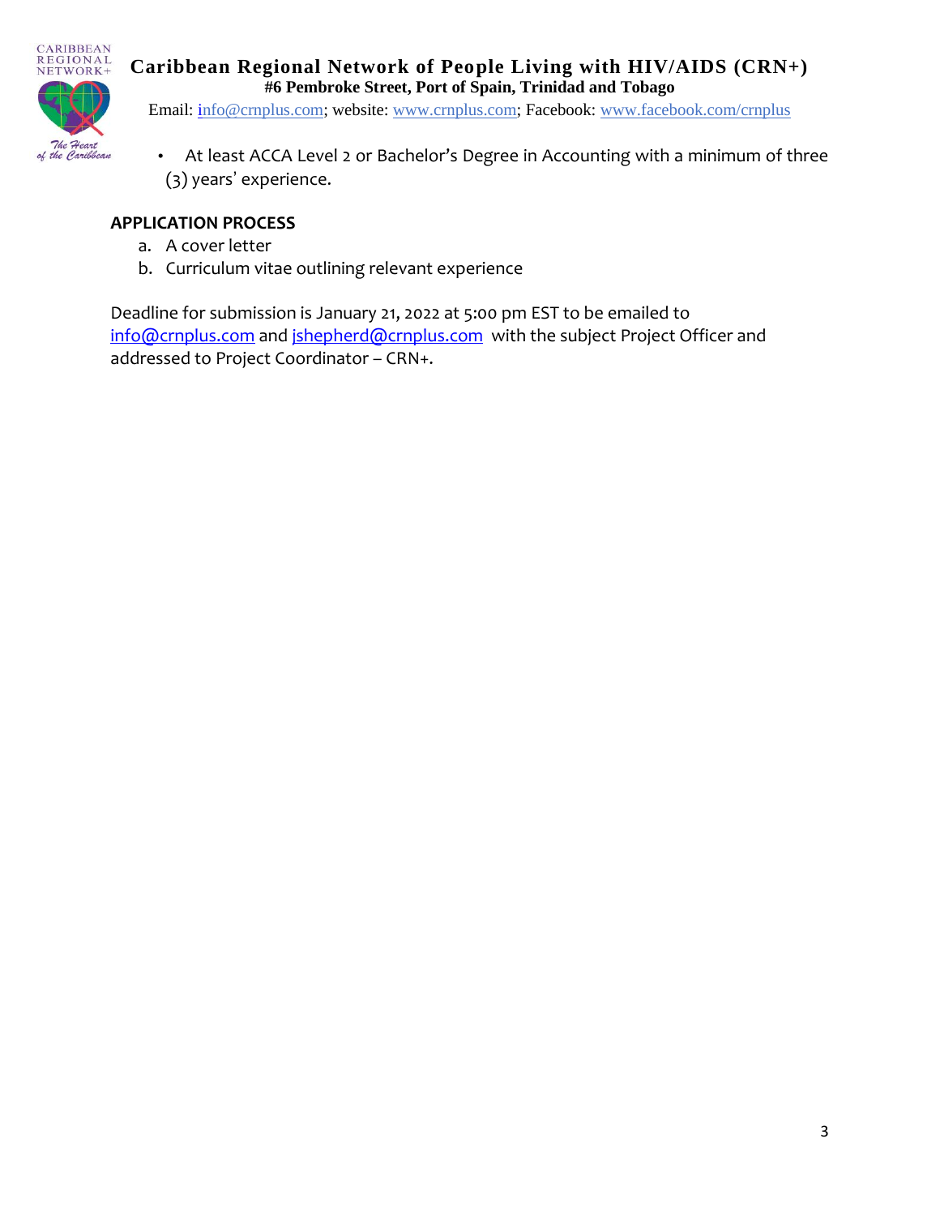- At least ACCA Level 2 or Bachelor's Degree in Accounting with a minimum of three (3) years' experience.

**APPLICATION PROCESS**

a. A cover letter
b. Curriculum vitae outlining relevant experience

Deadline for submission is January 21, 2022 at 5:00 pm EST to be emailed to info@crnplus.com and jshepherd@crnplus.com with the subject Project Officer and addressed to Project Coordinator – CRN+.